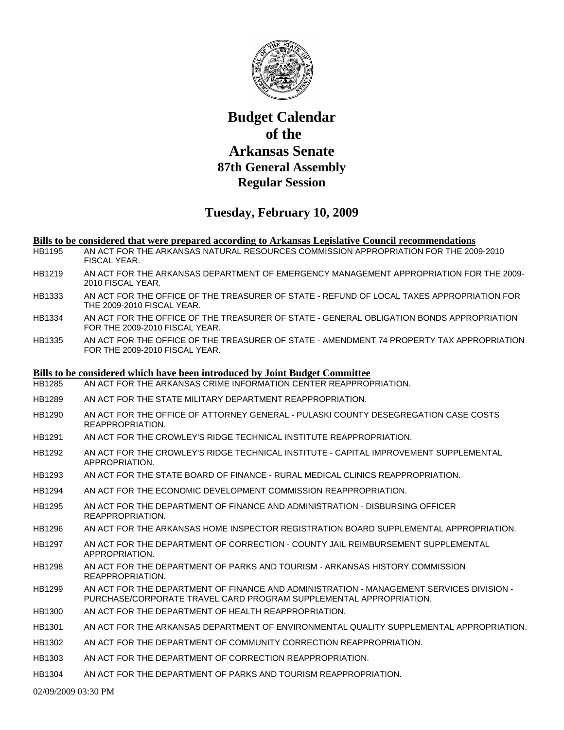# Budget Calendar
# of the
# Arkansas Senate
## 87th General Assembly
## Regular Session

## Tuesday, February 10, 2009

**Bills to be considered that were prepared according to Arkansas Legislative Council recommendations**

| | |
|---|---|
| HB1195 | AN ACT FOR THE ARKANSAS NATURAL RESOURCES COMMISSION APPROPRIATION FOR THE 2009-2010 FISCAL YEAR. |
| HB1219 | AN ACT FOR THE ARKANSAS DEPARTMENT OF EMERGENCY MANAGEMENT APPROPRIATION FOR THE 2009-2010 FISCAL YEAR. |
| HB1333 | AN ACT FOR THE OFFICE OF THE TREASURER OF STATE - REFUND OF LOCAL TAXES APPROPRIATION FOR THE 2009-2010 FISCAL YEAR. |
| HB1334 | AN ACT FOR THE OFFICE OF THE TREASURER OF STATE - GENERAL OBLIGATION BONDS APPROPRIATION FOR THE 2009-2010 FISCAL YEAR. |
| HB1335 | AN ACT FOR THE OFFICE OF THE TREASURER OF STATE - AMENDMENT 74 PROPERTY TAX APPROPRIATION FOR THE 2009-2010 FISCAL YEAR. |

**Bills to be considered which have been introduced by Joint Budget Committee**

| | |
|---|---|
| HB1285 | AN ACT FOR THE ARKANSAS CRIME INFORMATION CENTER REAPPROPRIATION. |
| HB1289 | AN ACT FOR THE STATE MILITARY DEPARTMENT REAPPROPRIATION. |
| HB1290 | AN ACT FOR THE OFFICE OF ATTORNEY GENERAL - PULASKI COUNTY DESEGREGATION CASE COSTS REAPPROPRIATION. |
| HB1291 | AN ACT FOR THE CROWLEY'S RIDGE TECHNICAL INSTITUTE REAPPROPRIATION. |
| HB1292 | AN ACT FOR THE CROWLEY'S RIDGE TECHNICAL INSTITUTE - CAPITAL IMPROVEMENT SUPPLEMENTAL APPROPRIATION. |
| HB1293 | AN ACT FOR THE STATE BOARD OF FINANCE - RURAL MEDICAL CLINICS REAPPROPRIATION. |
| HB1294 | AN ACT FOR THE ECONOMIC DEVELOPMENT COMMISSION REAPPROPRIATION. |
| HB1295 | AN ACT FOR THE DEPARTMENT OF FINANCE AND ADMINISTRATION - DISBURSING OFFICER REAPPROPRIATION. |
| HB1296 | AN ACT FOR THE ARKANSAS HOME INSPECTOR REGISTRATION BOARD SUPPLEMENTAL APPROPRIATION. |
| HB1297 | AN ACT FOR THE DEPARTMENT OF CORRECTION - COUNTY JAIL REIMBURSEMENT SUPPLEMENTAL APPROPRIATION. |
| HB1298 | AN ACT FOR THE DEPARTMENT OF PARKS AND TOURISM - ARKANSAS HISTORY COMMISSION REAPPROPRIATION. |
| HB1299 | AN ACT FOR THE DEPARTMENT OF FINANCE AND ADMINISTRATION - MANAGEMENT SERVICES DIVISION - PURCHASE/CORPORATE TRAVEL CARD PROGRAM SUPPLEMENTAL APPROPRIATION. |
| HB1300 | AN ACT FOR THE DEPARTMENT OF HEALTH REAPPROPRIATION. |
| HB1301 | AN ACT FOR THE ARKANSAS DEPARTMENT OF ENVIRONMENTAL QUALITY SUPPLEMENTAL APPROPRIATION. |
| HB1302 | AN ACT FOR THE DEPARTMENT OF COMMUNITY CORRECTION REAPPROPRIATION. |
| HB1303 | AN ACT FOR THE DEPARTMENT OF CORRECTION REAPPROPRIATION. |
| HB1304 | AN ACT FOR THE DEPARTMENT OF PARKS AND TOURISM REAPPROPRIATION. |

02/09/2009 03:30 PM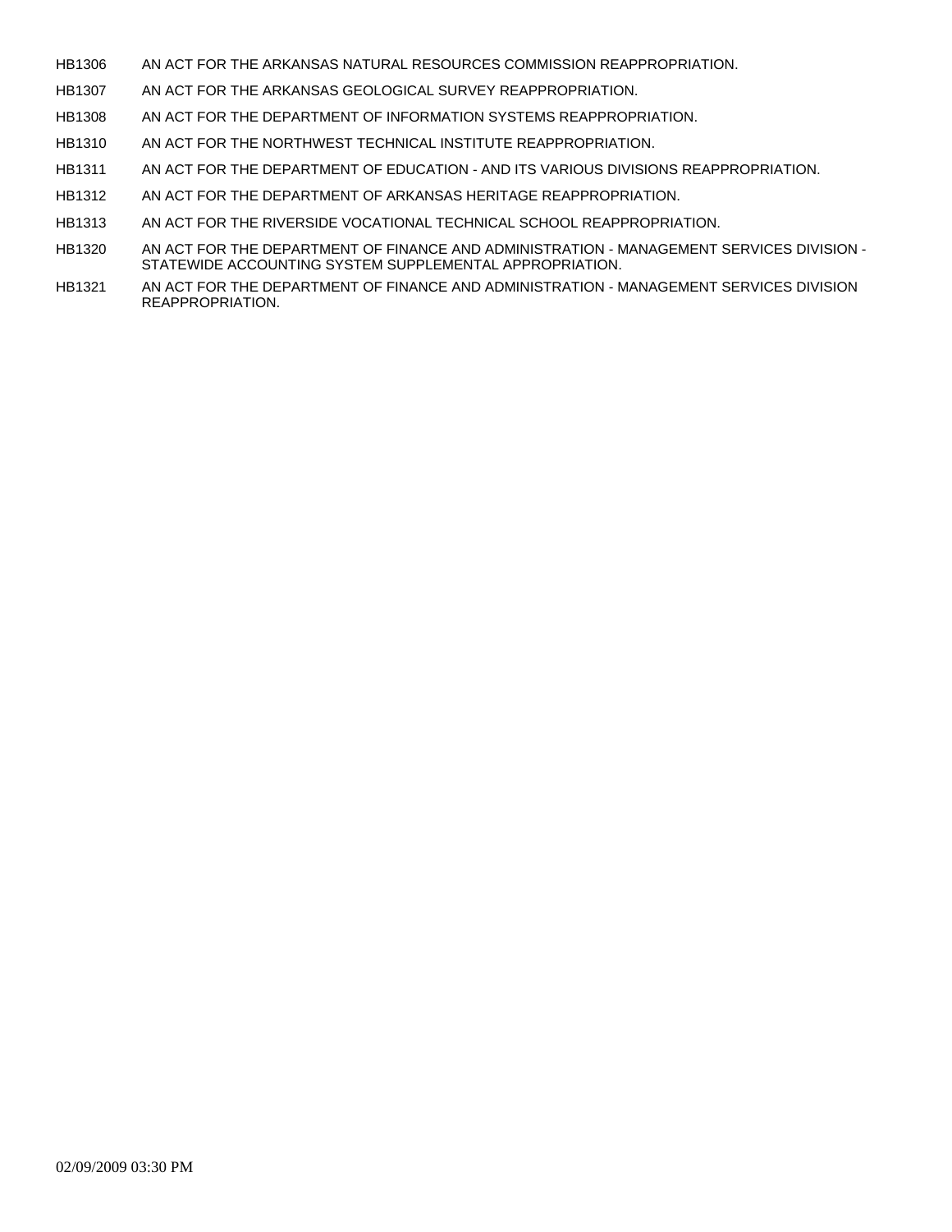| | |
|---|---|
| HB1306 | AN ACT FOR THE ARKANSAS NATURAL RESOURCES COMMISSION REAPPROPRIATION. |
| HB1307 | AN ACT FOR THE ARKANSAS GEOLOGICAL SURVEY REAPPROPRIATION. |
| HB1308 | AN ACT FOR THE DEPARTMENT OF INFORMATION SYSTEMS REAPPROPRIATION. |
| HB1310 | AN ACT FOR THE NORTHWEST TECHNICAL INSTITUTE REAPPROPRIATION. |
| HB1311 | AN ACT FOR THE DEPARTMENT OF EDUCATION - AND ITS VARIOUS DIVISIONS REAPPROPRIATION. |
| HB1312 | AN ACT FOR THE DEPARTMENT OF ARKANSAS HERITAGE REAPPROPRIATION. |
| HB1313 | AN ACT FOR THE RIVERSIDE VOCATIONAL TECHNICAL SCHOOL REAPPROPRIATION. |
| HB1320 | AN ACT FOR THE DEPARTMENT OF FINANCE AND ADMINISTRATION - MANAGEMENT SERVICES DIVISION - STATEWIDE ACCOUNTING SYSTEM SUPPLEMENTAL APPROPRIATION. |
| HB1321 | AN ACT FOR THE DEPARTMENT OF FINANCE AND ADMINISTRATION - MANAGEMENT SERVICES DIVISION REAPPROPRIATION. |

02/09/2009 03:30 PM